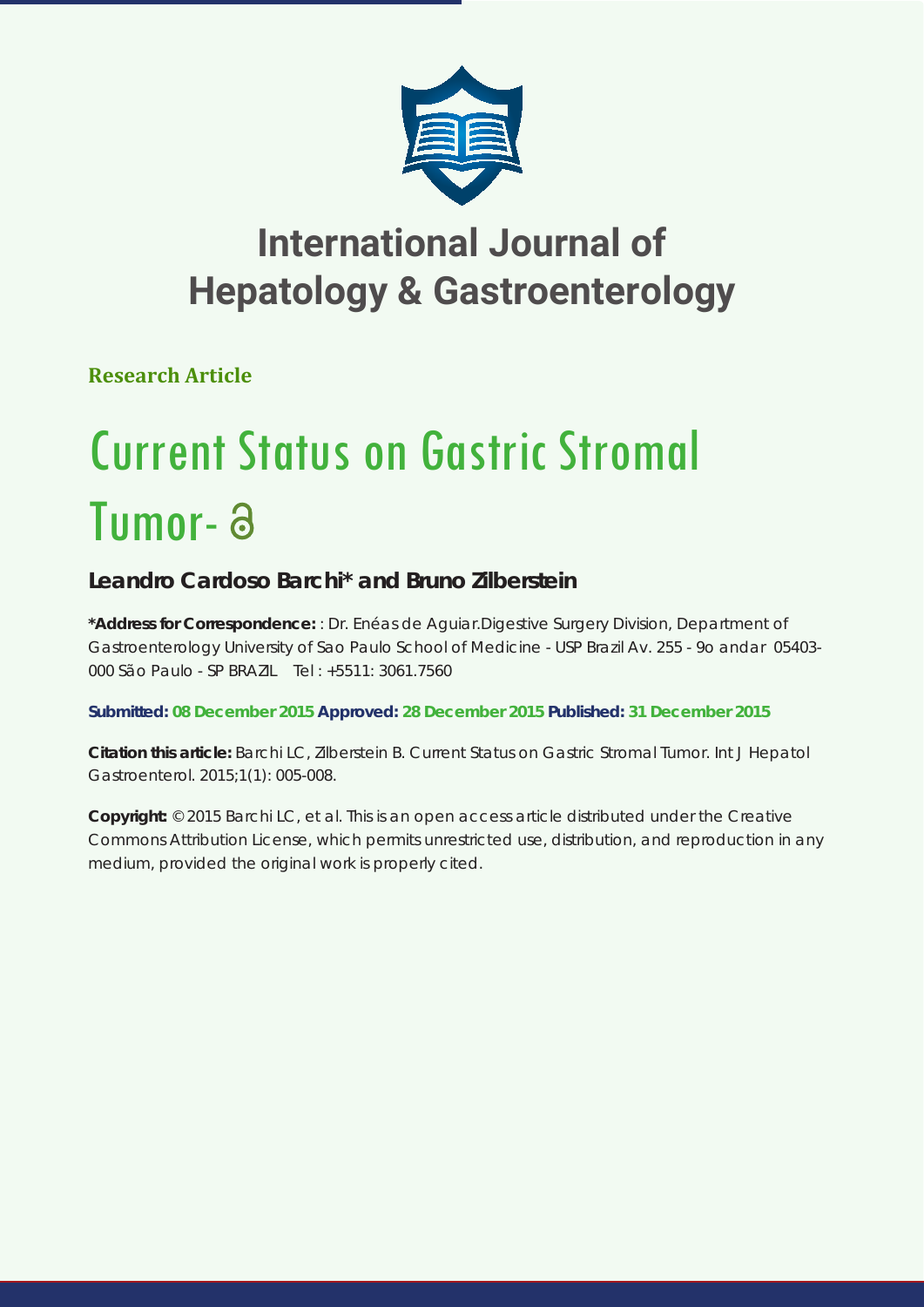# International Journal of Hepatology & Gastroenterology

**Research Article**

# Current Status on Gastric Stromal Tumor-

**Leandro Cardoso Barchi\* and Bruno Zilberstein**

**\*Address for Correspondence:** : Dr. Enéas de Aguiar.Digestive Surgery Division, Department of Gastroenterology University of Sao Paulo School of Medicine - USP Brazil Av. 255 - 9o andar 05403-000 São Paulo - SP BRAZIL Tel : +5511: 3061.7560

**Submitted: 08 December 2015 Approved: 28 December 2015 Published: 31 December 2015**

**Citation this article:** Barchi LC, Zilberstein B. Current Status on Gastric Stromal Tumor. Int J Hepatol Gastroenterol. 2015;1(1): 005-008.

**Copyright:** © 2015 Barchi LC, et al. This is an open access article distributed under the Creative Commons Attribution License, which permits unrestricted use, distribution, and reproduction in any medium, provided the original work is properly cited.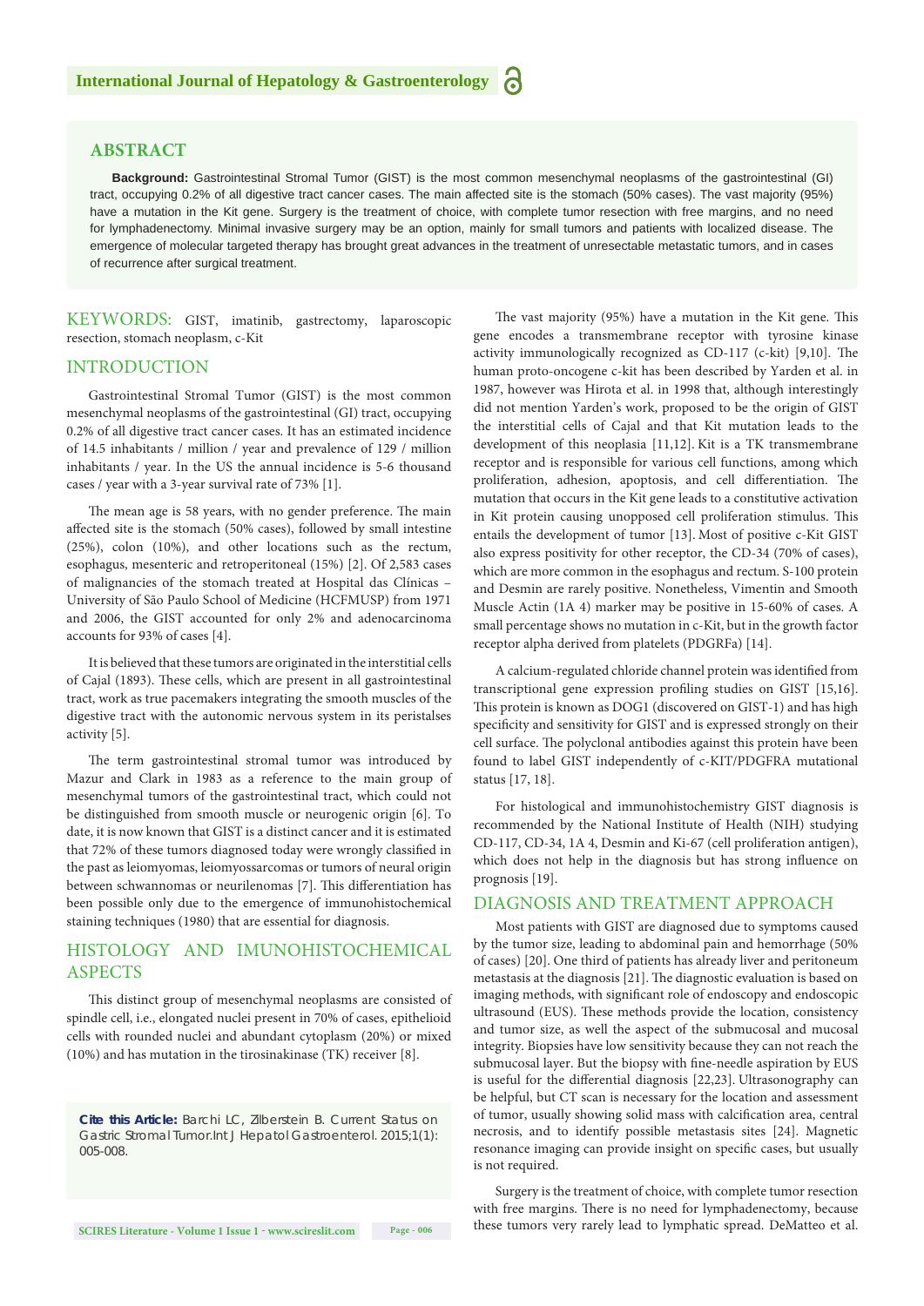## ABSTRACT

**Background:** Gastrointestinal Stromal Tumor (GIST) is the most common mesenchymal neoplasms of the gastrointestinal (GI) tract, occupying 0.2% of all digestive tract cancer cases. The main affected site is the stomach (50% cases). The vast majority (95%) have a mutation in the Kit gene. Surgery is the treatment of choice, with complete tumor resection with free margins, and no need for lymphadenectomy. Minimal invasive surgery may be an option, mainly for small tumors and patients with localized disease. The emergence of molecular targeted therapy has brought great advances in the treatment of unresectable metastatic tumors, and in cases of recurrence after surgical treatment.

**KEYWORDS:** GIST, imatinib, gastrectomy, laparoscopic resection, stomach neoplasm, c-Kit

## INTRODUCTION

Gastrointestinal Stromal Tumor (GIST) is the most common mesenchymal neoplasms of the gastrointestinal (GI) tract, occupying 0.2% of all digestive tract cancer cases. It has an estimated incidence of 14.5 inhabitants / million / year and prevalence of 129 / million inhabitants / year. In the US the annual incidence is 5-6 thousand cases / year with a 3-year survival rate of 73% [1].

The mean age is 58 years, with no gender preference. The main affected site is the stomach (50% cases), followed by small intestine (25%), colon (10%), and other locations such as the rectum, esophagus, mesenteric and retroperitoneal (15%) [2]. Of 2,583 cases of malignancies of the stomach treated at Hospital das Clínicas – University of São Paulo School of Medicine (HCFMUSP) from 1971 and 2006, the GIST accounted for only 2% and adenocarcinoma accounts for 93% of cases [4].

It is believed that these tumors are originated in the interstitial cells of Cajal (1893). These cells, which are present in all gastrointestinal tract, work as true pacemakers integrating the smooth muscles of the digestive tract with the autonomic nervous system in its peristalses activity [5].

The term gastrointestinal stromal tumor was introduced by Mazur and Clark in 1983 as a reference to the main group of mesenchymal tumors of the gastrointestinal tract, which could not be distinguished from smooth muscle or neurogenic origin [6]. To date, it is now known that GIST is a distinct cancer and it is estimated that 72% of these tumors diagnosed today were wrongly classified in the past as leiomyomas, leiomyossarcomas or tumors of neural origin between schwannomas or neurilenomas [7]. This differentiation has been possible only due to the emergence of immunohistochemical staining techniques (1980) that are essential for diagnosis.

## HISTOLOGY AND IMUNOHISTOCHEMICAL ASPECTS

This distinct group of mesenchymal neoplasms are consisted of spindle cell, i.e., elongated nuclei present in 70% of cases, epithelioid cells with rounded nuclei and abundant cytoplasm (20%) or mixed (10%) and has mutation in the tirosinakinase (TK) receiver [8].

**Cite this Article:** Barchi LC, Zilberstein B. Current Status on Gastric Stromal Tumor.Int J Hepatol Gastroenterol. 2015;1(1): 005-008.

The vast majority (95%) have a mutation in the Kit gene. This gene encodes a transmembrane receptor with tyrosine kinase activity immunologically recognized as CD-117 (c-kit) [9,10]. The human proto-oncogene c-kit has been described by Yarden et al. in 1987, however was Hirota et al. in 1998 that, although interestingly did not mention Yarden's work, proposed to be the origin of GIST the interstitial cells of Cajal and that Kit mutation leads to the development of this neoplasia [11,12]. Kit is a TK transmembrane receptor and is responsible for various cell functions, among which proliferation, adhesion, apoptosis, and cell differentiation. The mutation that occurs in the Kit gene leads to a constitutive activation in Kit protein causing unopposed cell proliferation stimulus. This entails the development of tumor [13]. Most of positive c-Kit GIST also express positivity for other receptor, the CD-34 (70% of cases), which are more common in the esophagus and rectum. S-100 protein and Desmin are rarely positive. Nonetheless, Vimentin and Smooth Muscle Actin (1A 4) marker may be positive in 15-60% of cases. A small percentage shows no mutation in c-Kit, but in the growth factor receptor alpha derived from platelets (PDGFRa) [14].

A calcium-regulated chloride channel protein was identified from transcriptional gene expression profiling studies on GIST [15,16]. This protein is known as DOG1 (discovered on GIST-1) and has high specificity and sensitivity for GIST and is expressed strongly on their cell surface. The polyclonal antibodies against this protein have been found to label GIST independently of c-KIT/PDGFRA mutational status [17, 18].

For histological and immunohistochemistry GIST diagnosis is recommended by the National Institute of Health (NIH) studying CD-117, CD-34, 1A 4, Desmin and Ki-67 (cell proliferation antigen), which does not help in the diagnosis but has strong influence on prognosis [19].

## DIAGNOSIS AND TREATMENT APPROACH

Most patients with GIST are diagnosed due to symptoms caused by the tumor size, leading to abdominal pain and hemorrhage (50% of cases) [20]. One third of patients has already liver and peritoneum metastasis at the diagnosis [21]. The diagnostic evaluation is based on imaging methods, with significant role of endoscopy and endoscopic ultrasound (EUS). These methods provide the location, consistency and tumor size, as well the aspect of the submucosal and mucosal integrity. Biopsies have low sensitivity because they can not reach the submucosal layer. But the biopsy with fine-needle aspiration by EUS is useful for the differential diagnosis [22,23]. Ultrasonography can be helpful, but CT scan is necessary for the location and assessment of tumor, usually showing solid mass with calcification area, central necrosis, and to identify possible metastasis sites [24]. Magnetic resonance imaging can provide insight on specific cases, but usually is not required.

Surgery is the treatment of choice, with complete tumor resection with free margins. There is no need for lymphadenectomy, because these tumors very rarely lead to lymphatic spread. DeMatteo et al.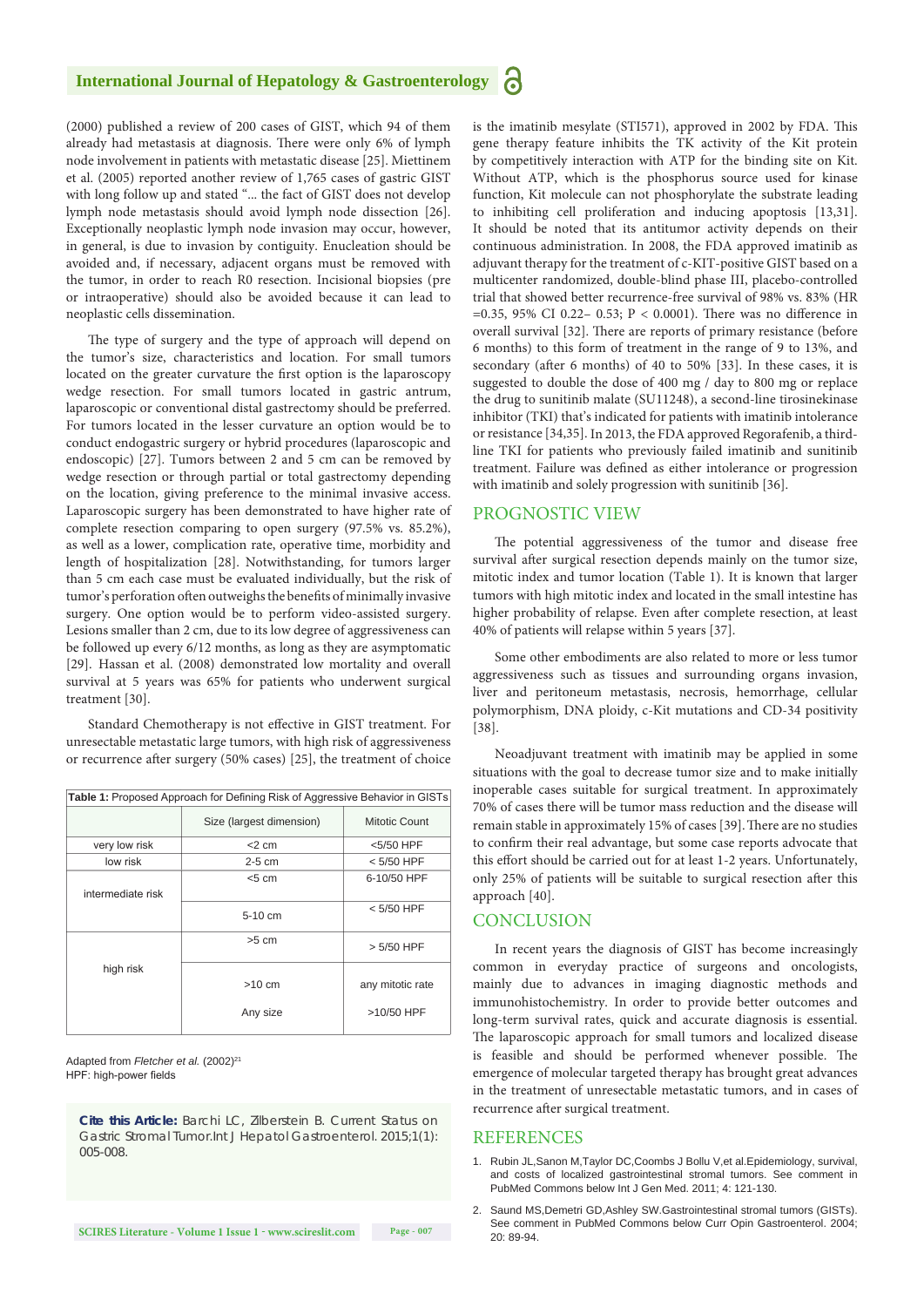(2000) published a review of 200 cases of GIST, which 94 of them already had metastasis at diagnosis. There were only 6% of lymph node involvement in patients with metastatic disease [25]. Miettinem et al. (2005) reported another review of 1,765 cases of gastric GIST with long follow up and stated "... the fact of GIST does not develop lymph node metastasis should avoid lymph node dissection [26]. Exceptionally neoplastic lymph node invasion may occur, however, in general, is due to invasion by contiguity. Enucleation should be avoided and, if necessary, adjacent organs must be removed with the tumor, in order to reach R0 resection. Incisional biopsies (pre or intraoperative) should also be avoided because it can lead to neoplastic cells dissemination.

The type of surgery and the type of approach will depend on the tumor's size, characteristics and location. For small tumors located on the greater curvature the first option is the laparoscopy wedge resection. For small tumors located in gastric antrum, laparoscopic or conventional distal gastrectomy should be preferred. For tumors located in the lesser curvature an option would be to conduct endogastric surgery or hybrid procedures (laparoscopic and endoscopic) [27]. Tumors between 2 and 5 cm can be removed by wedge resection or through partial or total gastrectomy depending on the location, giving preference to the minimal invasive access. Laparoscopic surgery has been demonstrated to have higher rate of complete resection comparing to open surgery (97.5% vs. 85.2%), as well as a lower, complication rate, operative time, morbidity and length of hospitalization [28]. Notwithstanding, for tumors larger than 5 cm each case must be evaluated individually, but the risk of tumor's perforation often outweighs the benefits of minimally invasive surgery. One option would be to perform video-assisted surgery. Lesions smaller than 2 cm, due to its low degree of aggressiveness can be followed up every 6/12 months, as long as they are asymptomatic [29]. Hassan et al. (2008) demonstrated low mortality and overall survival at 5 years was 65% for patients who underwent surgical treatment [30].

Standard Chemotherapy is not effective in GIST treatment. For unresectable metastatic large tumors, with high risk of aggressiveness or recurrence after surgery (50% cases) [25], the treatment of choice is the imatinib mesylate (STI571), approved in 2002 by FDA. This gene therapy feature inhibits the TK activity of the Kit protein by competitively interaction with ATP for the binding site on Kit. Without ATP, which is the phosphorus source used for kinase function, Kit molecule can not phosphorylate the substrate leading to inhibiting cell proliferation and inducing apoptosis [13,31]. It should be noted that its antitumor activity depends on their continuous administration. In 2008, the FDA approved imatinib as adjuvant therapy for the treatment of c-KIT-positive GIST based on a multicenter randomized, double-blind phase III, placebo-controlled trial that showed better recurrence-free survival of 98% vs. 83% (HR =0.35, 95% CI 0.22– 0.53; $P < 0.0001$). There was no difference in overall survival [32]. There are reports of primary resistance (before 6 months) to this form of treatment in the range of 9 to 13%, and secondary (after 6 months) of 40 to 50% [33]. In these cases, it is suggested to double the dose of 400 mg / day to 800 mg or replace the drug to sunitinib malate (SU11248), a second-line tirosinekinase inhibitor (TKI) that's indicated for patients with imatinib intolerance or resistance [34,35]. In 2013, the FDA approved Regorafenib, a third-line TKI for patients who previously failed imatinib and sunitinib treatment. Failure was defined as either intolerance or progression with imatinib and solely progression with sunitinib [36].

**Table 1:** Proposed Approach for Defining Risk of Aggressive Behavior in GISTs

| | Size (largest dimension) | Mitotic Count |
|---|---|---|
| very low risk | <2 cm | <5/50 HPF |
| low risk | 2-5 cm | < 5/50 HPF |
| intermediate risk | <5 cm | 6-10/50 HPF |
| | 5-10 cm | < 5/50 HPF |
| high risk | >5 cm | > 5/50 HPF |
| | >10 cm | any mitotic rate |
| | Any size | >10/50 HPF |

Adapted from *Fletcher et al.* (2002)[21]
HPF: high-power fields

## PROGNOSTIC VIEW

The potential aggressiveness of the tumor and disease free survival after surgical resection depends mainly on the tumor size, mitotic index and tumor location (Table 1). It is known that larger tumors with high mitotic index and located in the small intestine has higher probability of relapse. Even after complete resection, at least 40% of patients will relapse within 5 years [37].

Some other embodiments are also related to more or less tumor aggressiveness such as tissues and surrounding organs invasion, liver and peritoneum metastasis, necrosis, hemorrhage, cellular polymorphism, DNA ploidy, c-Kit mutations and CD-34 positivity [38].

Neoadjuvant treatment with imatinib may be applied in some situations with the goal to decrease tumor size and to make initially inoperable cases suitable for surgical treatment. In approximately 70% of cases there will be tumor mass reduction and the disease will remain stable in approximately 15% of cases [39]. There are no studies to confirm their real advantage, but some case reports advocate that this effort should be carried out for at least 1-2 years. Unfortunately, only 25% of patients will be suitable to surgical resection after this approach [40].

## CONCLUSION

In recent years the diagnosis of GIST has become increasingly common in everyday practice of surgeons and oncologists, mainly due to advances in imaging diagnostic methods and immunohistochemistry. In order to provide better outcomes and long-term survival rates, quick and accurate diagnosis is essential. The laparoscopic approach for small tumors and localized disease is feasible and should be performed whenever possible. The emergence of molecular targeted therapy has brought great advances in the treatment of unresectable metastatic tumors, and in cases of recurrence after surgical treatment.

**Cite this Article:** Barchi LC, Zilberstein B. Current Status on Gastric Stromal Tumor.Int J Hepatol Gastroenterol. 2015;1(1): 005-008.

## REFERENCES

1. Rubin JL,Sanon M,Taylor DC,Coombs J Bollu V,et al.Epidemiology, survival, and costs of localized gastrointestinal stromal tumors. See comment in PubMed Commons below Int J Gen Med. 2011; 4: 121-130.
2. Saund MS,Demetri GD,Ashley SW.Gastrointestinal stromal tumors (GISTs). See comment in PubMed Commons below Curr Opin Gastroenterol. 2004; 20: 89-94.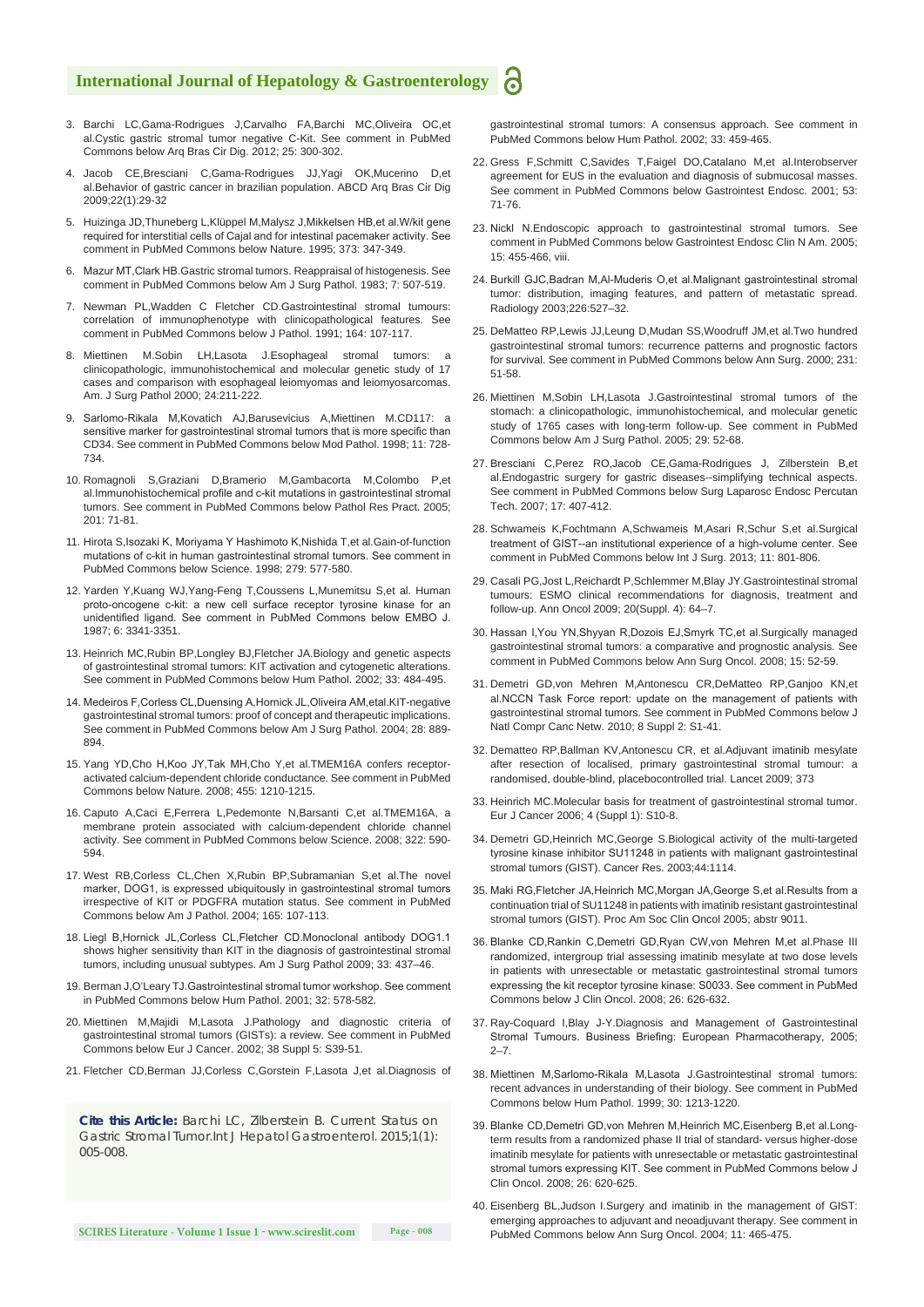3. Barchi LC,Gama-Rodrigues J,Carvalho FA,Barchi MC,Oliveira OC,et al.Cystic gastric stromal tumor negative C-Kit. See comment in PubMed Commons below Arq Bras Cir Dig. 2012; 25: 300-302.

4. Jacob CE,Bresciani C,Gama-Rodrigues JJ,Yagi OK,Mucerino D,et al.Behavior of gastric cancer in brazilian population. ABCD Arq Bras Cir Dig 2009;22(1):29-32

5. Huizinga JD,Thuneberg L,Klüppel M,Malysz J,Mikkelsen HB,et al.W/kit gene required for interstitial cells of Cajal and for intestinal pacemaker activity. See comment in PubMed Commons below Nature. 1995; 373: 347-349.

6. Mazur MT,Clark HB.Gastric stromal tumors. Reappraisal of histogenesis. See comment in PubMed Commons below Am J Surg Pathol. 1983; 7: 507-519.

7. Newman PL,Wadden C Fletcher CD.Gastrointestinal stromal tumours: correlation of immunophenotype with clinicopathological features. See comment in PubMed Commons below J Pathol. 1991; 164: 107-117.

8. Miettinen M.Sobin LH,Lasota J.Esophageal stromal tumors: a clinicopathologic, immunohistochemical and molecular genetic study of 17 cases and comparison with esophageal leiomyomas and leiomyosarcomas. Am. J Surg Pathol 2000; 24:211-222.

9. Sarlomo-Rikala M,Kovatich AJ,Barusevicius A,Miettinen M.CD117: a sensitive marker for gastrointestinal stromal tumors that is more specific than CD34. See comment in PubMed Commons below Mod Pathol. 1998; 11: 728-734.

10. Romagnoli S,Graziani D,Bramerio M,Gambacorta M,Colombo P,et al.Immunohistochemical profile and c-kit mutations in gastrointestinal stromal tumors. See comment in PubMed Commons below Pathol Res Pract. 2005; 201: 71-81.

11. Hirota S,Isozaki K, Moriyama Y Hashimoto K,Nishida T,et al.Gain-of-function mutations of c-kit in human gastrointestinal stromal tumors. See comment in PubMed Commons below Science. 1998; 279: 577-580.

12. Yarden Y,Kuang WJ,Yang-Feng T,Coussens L,Munemitsu S,et al. Human proto-oncogene c-kit: a new cell surface receptor tyrosine kinase for an unidentified ligand. See comment in PubMed Commons below EMBO J. 1987; 6: 3341-3351.

13. Heinrich MC,Rubin BP,Longley BJ,Fletcher JA.Biology and genetic aspects of gastrointestinal stromal tumors: KIT activation and cytogenetic alterations. See comment in PubMed Commons below Hum Pathol. 2002; 33: 484-495.

14. Medeiros F,Corless CL,Duensing A,Hornick JL,Oliveira AM,etal.KIT-negative gastrointestinal stromal tumors: proof of concept and therapeutic implications. See comment in PubMed Commons below Am J Surg Pathol. 2004; 28: 889-894.

15. Yang YD,Cho H,Koo JY,Tak MH,Cho Y,et al.TMEM16A confers receptor-activated calcium-dependent chloride conductance. See comment in PubMed Commons below Nature. 2008; 455: 1210-1215.

16. Caputo A,Caci E,Ferrera L,Pedemonte N,Barsanti C,et al.TMEM16A, a membrane protein associated with calcium-dependent chloride channel activity. See comment in PubMed Commons below Science. 2008; 322: 590-594.

17. West RB,Corless CL,Chen X,Rubin BP,Subramanian S,et al.The novel marker, DOG1, is expressed ubiquitously in gastrointestinal stromal tumors irrespective of KIT or PDGFRA mutation status. See comment in PubMed Commons below Am J Pathol. 2004; 165: 107-113.

18. Liegl B,Hornick JL,Corless CL,Fletcher CD.Monoclonal antibody DOG1.1 shows higher sensitivity than KIT in the diagnosis of gastrointestinal stromal tumors, including unusual subtypes. Am J Surg Pathol 2009; 33: 437–46.

19. Berman J,O'Leary TJ.Gastrointestinal stromal tumor workshop. See comment in PubMed Commons below Hum Pathol. 2001; 32: 578-582.

20. Miettinen M,Majidi M,Lasota J.Pathology and diagnostic criteria of gastrointestinal stromal tumors (GISTs): a review. See comment in PubMed Commons below Eur J Cancer. 2002; 38 Suppl 5: S39-51.

21. Fletcher CD,Berman JJ,Corless C,Gorstein F,Lasota J,et al.Diagnosis of gastrointestinal stromal tumors: A consensus approach. See comment in PubMed Commons below Hum Pathol. 2002; 33: 459-465.

22. Gress F,Schmitt C,Savides T,Faigel DO,Catalano M,et al.Interobserver agreement for EUS in the evaluation and diagnosis of submucosal masses. See comment in PubMed Commons below Gastrointest Endosc. 2001; 53: 71-76.

23. Nickl N.Endoscopic approach to gastrointestinal stromal tumors. See comment in PubMed Commons below Gastrointest Endosc Clin N Am. 2005; 15: 455-466, viii.

24. Burkill GJC,Badran M,Al-Muderis O,et al.Malignant gastrointestinal stromal tumor: distribution, imaging features, and pattern of metastatic spread. Radiology 2003;226:527–32.

25. DeMatteo RP,Lewis JJ,Leung D,Mudan SS,Woodruff JM,et al.Two hundred gastrointestinal stromal tumors: recurrence patterns and prognostic factors for survival. See comment in PubMed Commons below Ann Surg. 2000; 231: 51-58.

26. Miettinen M,Sobin LH,Lasota J.Gastrointestinal stromal tumors of the stomach: a clinicopathologic, immunohistochemical, and molecular genetic study of 1765 cases with long-term follow-up. See comment in PubMed Commons below Am J Surg Pathol. 2005; 29: 52-68.

27. Bresciani C,Perez RO,Jacob CE,Gama-Rodrigues J, Zilberstein B,et al.Endogastric surgery for gastric diseases--simplifying technical aspects. See comment in PubMed Commons below Surg Laparosc Endosc Percutan Tech. 2007; 17: 407-412.

28. Schwameis K,Fochtmann A,Schwameis M,Asari R,Schur S,et al.Surgical treatment of GIST--an institutional experience of a high-volume center. See comment in PubMed Commons below Int J Surg. 2013; 11: 801-806.

29. Casali PG,Jost L,Reichardt P,Schlemmer M,Blay JY.Gastrointestinal stromal tumours: ESMO clinical recommendations for diagnosis, treatment and follow-up. Ann Oncol 2009; 20(Suppl. 4): 64–7.

30. Hassan I,You YN,Shyyan R,Dozois EJ,Smyrk TC,et al.Surgically managed gastrointestinal stromal tumors: a comparative and prognostic analysis. See comment in PubMed Commons below Ann Surg Oncol. 2008; 15: 52-59.

31. Demetri GD,von Mehren M,Antonescu CR,DeMatteo RP,Ganjoo KN,et al.NCCN Task Force report: update on the management of patients with gastrointestinal stromal tumors. See comment in PubMed Commons below J Natl Compr Canc Netw. 2010; 8 Suppl 2: S1-41.

32. Dematteo RP,Ballman KV,Antonescu CR, et al.Adjuvant imatinib mesylate after resection of localised, primary gastrointestinal stromal tumour: a randomised, double-blind, placebocontrolled trial. Lancet 2009; 373

33. Heinrich MC.Molecular basis for treatment of gastrointestinal stromal tumor. Eur J Cancer 2006; 4 (Suppl 1): S10-8.

34. Demetri GD,Heinrich MC,George S.Biological activity of the multi-targeted tyrosine kinase inhibitor SU11248 in patients with malignant gastrointestinal stromal tumors (GIST). Cancer Res. 2003;44:1114.

35. Maki RG,Fletcher JA,Heinrich MC,Morgan JA,George S,et al.Results from a continuation trial of SU11248 in patients with imatinib resistant gastrointestinal stromal tumors (GIST). Proc Am Soc Clin Oncol 2005; abstr 9011.

36. Blanke CD,Rankin C,Demetri GD,Ryan CW,von Mehren M,et al.Phase III randomized, intergroup trial assessing imatinib mesylate at two dose levels in patients with unresectable or metastatic gastrointestinal stromal tumors expressing the kit receptor tyrosine kinase: S0033. See comment in PubMed Commons below J Clin Oncol. 2008; 26: 626-632.

37. Ray-Coquard I,Blay J-Y.Diagnosis and Management of Gastrointestinal Stromal Tumours. Business Briefing: European Pharmacotherapy, 2005; 2–7.

38. Miettinen M,Sarlomo-Rikala M,Lasota J.Gastrointestinal stromal tumors: recent advances in understanding of their biology. See comment in PubMed Commons below Hum Pathol. 1999; 30: 1213-1220.

39. Blanke CD,Demetri GD,von Mehren M,Heinrich MC,Eisenberg B,et al.Long-term results from a randomized phase II trial of standard- versus higher-dose imatinib mesylate for patients with unresectable or metastatic gastrointestinal stromal tumors expressing KIT. See comment in PubMed Commons below J Clin Oncol. 2008; 26: 620-625.

40. Eisenberg BL,Judson I.Surgery and imatinib in the management of GIST: emerging approaches to adjuvant and neoadjuvant therapy. See comment in PubMed Commons below Ann Surg Oncol. 2004; 11: 465-475.

**Cite this Article:** Barchi LC, Zilberstein B. Current Status on Gastric Stromal Tumor.Int J Hepatol Gastroenterol. 2015;1(1): 005-008.